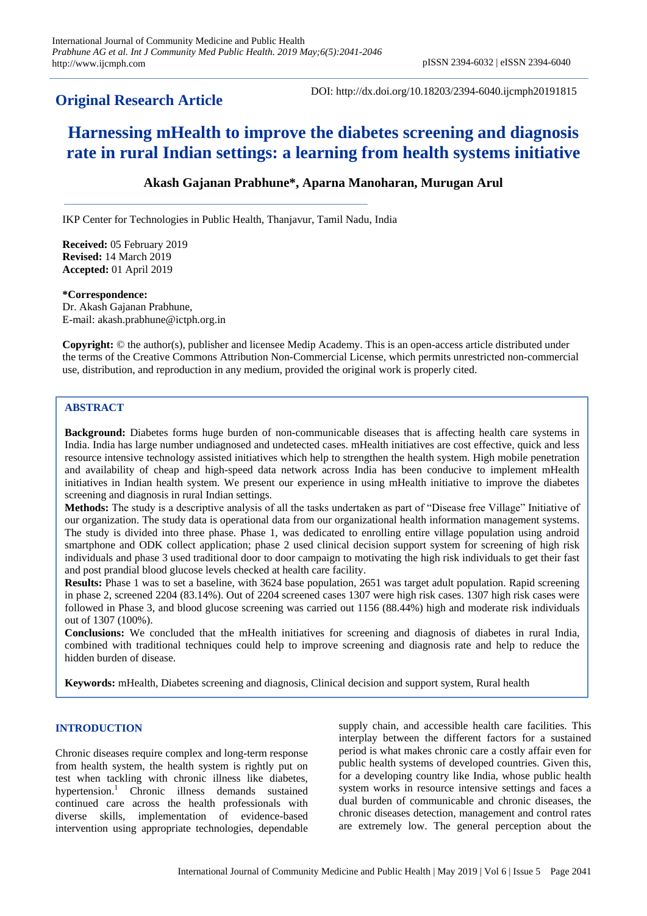**Original Research Article**

DOI: http://dx.doi.org/10.18203/2394-6040.ijcmph20191815

# Harnessing mHealth to improve the diabetes screening and diagnosis rate in rural Indian settings: a learning from health systems initiative

**Akash Gajanan Prabhune\*, Aparna Manoharan, Murugan Arul**

IKP Center for Technologies in Public Health, Thanjavur, Tamil Nadu, India

**Received:** 05 February 2019
**Revised:** 14 March 2019
**Accepted:** 01 April 2019

**\*Correspondence:**
Dr. Akash Gajanan Prabhune,
E-mail: akash.prabhune@ictph.org.in

**Copyright:** © the author(s), publisher and licensee Medip Academy. This is an open-access article distributed under the terms of the Creative Commons Attribution Non-Commercial License, which permits unrestricted non-commercial use, distribution, and reproduction in any medium, provided the original work is properly cited.

## ABSTRACT

**Background:** Diabetes forms huge burden of non-communicable diseases that is affecting health care systems in India. India has large number undiagnosed and undetected cases. mHealth initiatives are cost effective, quick and less resource intensive technology assisted initiatives which help to strengthen the health system. High mobile penetration and availability of cheap and high-speed data network across India has been conducive to implement mHealth initiatives in Indian health system. We present our experience in using mHealth initiative to improve the diabetes screening and diagnosis in rural Indian settings.

**Methods:** The study is a descriptive analysis of all the tasks undertaken as part of "Disease free Village" Initiative of our organization. The study data is operational data from our organizational health information management systems. The study is divided into three phase. Phase 1, was dedicated to enrolling entire village population using android smartphone and ODK collect application; phase 2 used clinical decision support system for screening of high risk individuals and phase 3 used traditional door to door campaign to motivating the high risk individuals to get their fast and post prandial blood glucose levels checked at health care facility.

**Results:** Phase 1 was to set a baseline, with 3624 base population, 2651 was target adult population. Rapid screening in phase 2, screened 2204 (83.14%). Out of 2204 screened cases 1307 were high risk cases. 1307 high risk cases were followed in Phase 3, and blood glucose screening was carried out 1156 (88.44%) high and moderate risk individuals out of 1307 (100%).

**Conclusions:** We concluded that the mHealth initiatives for screening and diagnosis of diabetes in rural India, combined with traditional techniques could help to improve screening and diagnosis rate and help to reduce the hidden burden of disease.

**Keywords:** mHealth, Diabetes screening and diagnosis, Clinical decision and support system, Rural health

## INTRODUCTION

Chronic diseases require complex and long-term response from health system, the health system is rightly put on test when tackling with chronic illness like diabetes, hypertension.[1] Chronic illness demands sustained continued care across the health professionals with diverse skills, implementation of evidence-based intervention using appropriate technologies, dependable supply chain, and accessible health care facilities. This interplay between the different factors for a sustained period is what makes chronic care a costly affair even for public health systems of developed countries. Given this, for a developing country like India, whose public health system works in resource intensive settings and faces a dual burden of communicable and chronic diseases, the chronic diseases detection, management and control rates are extremely low. The general perception about the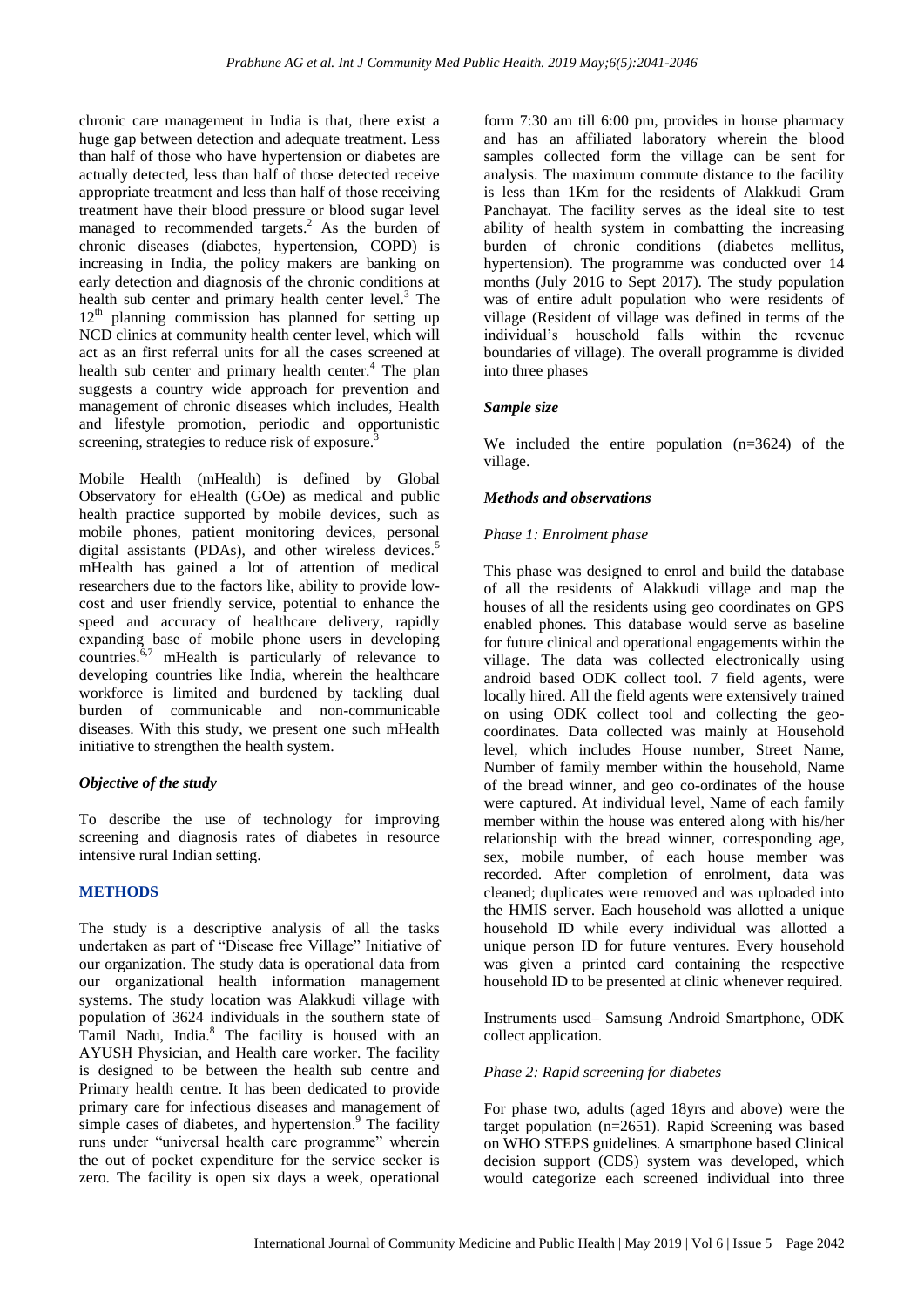chronic care management in India is that, there exist a huge gap between detection and adequate treatment. Less than half of those who have hypertension or diabetes are actually detected, less than half of those detected receive appropriate treatment and less than half of those receiving treatment have their blood pressure or blood sugar level managed to recommended targets.[2] As the burden of chronic diseases (diabetes, hypertension, COPD) is increasing in India, the policy makers are banking on early detection and diagnosis of the chronic conditions at health sub center and primary health center level.[3] The 12[th] planning commission has planned for setting up NCD clinics at community health center level, which will act as an first referral units for all the cases screened at health sub center and primary health center.[4] The plan suggests a country wide approach for prevention and management of chronic diseases which includes, Health and lifestyle promotion, periodic and opportunistic screening, strategies to reduce risk of exposure.[3]

Mobile Health (mHealth) is defined by Global Observatory for eHealth (GOe) as medical and public health practice supported by mobile devices, such as mobile phones, patient monitoring devices, personal digital assistants (PDAs), and other wireless devices.[5] mHealth has gained a lot of attention of medical researchers due to the factors like, ability to provide low-cost and user friendly service, potential to enhance the speed and accuracy of healthcare delivery, rapidly expanding base of mobile phone users in developing countries.[6,7] mHealth is particularly of relevance to developing countries like India, wherein the healthcare workforce is limited and burdened by tackling dual burden of communicable and non-communicable diseases. With this study, we present one such mHealth initiative to strengthen the health system.

### *Objective of the study*

To describe the use of technology for improving screening and diagnosis rates of diabetes in resource intensive rural Indian setting.

## METHODS

The study is a descriptive analysis of all the tasks undertaken as part of "Disease free Village" Initiative of our organization. The study data is operational data from our organizational health information management systems. The study location was Alakkudi village with population of 3624 individuals in the southern state of Tamil Nadu, India.[8] The facility is housed with an AYUSH Physician, and Health care worker. The facility is designed to be between the health sub centre and Primary health centre. It has been dedicated to provide primary care for infectious diseases and management of simple cases of diabetes, and hypertension.[9] The facility runs under "universal health care programme" wherein the out of pocket expenditure for the service seeker is zero. The facility is open six days a week, operational form 7:30 am till 6:00 pm, provides in house pharmacy and has an affiliated laboratory wherein the blood samples collected form the village can be sent for analysis. The maximum commute distance to the facility is less than 1Km for the residents of Alakkudi Gram Panchayat. The facility serves as the ideal site to test ability of health system in combatting the increasing burden of chronic conditions (diabetes mellitus, hypertension). The programme was conducted over 14 months (July 2016 to Sept 2017). The study population was of entire adult population who were residents of village (Resident of village was defined in terms of the individual's household falls within the revenue boundaries of village). The overall programme is divided into three phases

### *Sample size*

We included the entire population (n=3624) of the village.

### *Methods and observations*

*Phase 1: Enrolment phase*

This phase was designed to enrol and build the database of all the residents of Alakkudi village and map the houses of all the residents using geo coordinates on GPS enabled phones. This database would serve as baseline for future clinical and operational engagements within the village. The data was collected electronically using android based ODK collect tool. 7 field agents, were locally hired. All the field agents were extensively trained on using ODK collect tool and collecting the geo-coordinates. Data collected was mainly at Household level, which includes House number, Street Name, Number of family member within the household, Name of the bread winner, and geo co-ordinates of the house were captured. At individual level, Name of each family member within the house was entered along with his/her relationship with the bread winner, corresponding age, sex, mobile number, of each house member was recorded. After completion of enrolment, data was cleaned; duplicates were removed and was uploaded into the HMIS server. Each household was allotted a unique household ID while every individual was allotted a unique person ID for future ventures. Every household was given a printed card containing the respective household ID to be presented at clinic whenever required.

Instruments used– Samsung Android Smartphone, ODK collect application.

*Phase 2: Rapid screening for diabetes*

For phase two, adults (aged 18yrs and above) were the target population (n=2651). Rapid Screening was based on WHO STEPS guidelines. A smartphone based Clinical decision support (CDS) system was developed, which would categorize each screened individual into three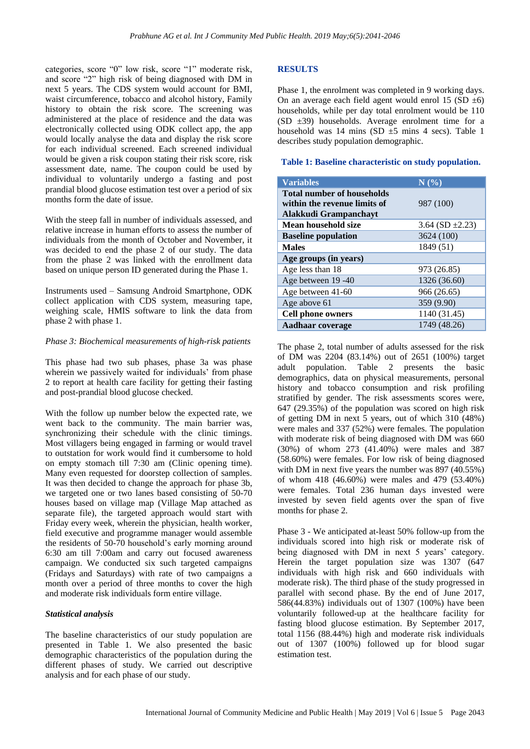categories, score "0" low risk, score "1" moderate risk, and score "2" high risk of being diagnosed with DM in next 5 years. The CDS system would account for BMI, waist circumference, tobacco and alcohol history, Family history to obtain the risk score. The screening was administered at the place of residence and the data was electronically collected using ODK collect app, the app would locally analyse the data and display the risk score for each individual screened. Each screened individual would be given a risk coupon stating their risk score, risk assessment date, name. The coupon could be used by individual to voluntarily undergo a fasting and post prandial blood glucose estimation test over a period of six months form the date of issue.

With the steep fall in number of individuals assessed, and relative increase in human efforts to assess the number of individuals from the month of October and November, it was decided to end the phase 2 of our study. The data from the phase 2 was linked with the enrollment data based on unique person ID generated during the Phase 1.

Instruments used – Samsung Android Smartphone, ODK collect application with CDS system, measuring tape, weighing scale, HMIS software to link the data from phase 2 with phase 1.

*Phase 3: Biochemical measurements of high-risk patients*

This phase had two sub phases, phase 3a was phase wherein we passively waited for individuals' from phase 2 to report at health care facility for getting their fasting and post-prandial blood glucose checked.

With the follow up number below the expected rate, we went back to the community. The main barrier was, synchronizing their schedule with the clinic timings. Most villagers being engaged in farming or would travel to outstation for work would find it cumbersome to hold on empty stomach till 7:30 am (Clinic opening time). Many even requested for doorstep collection of samples. It was then decided to change the approach for phase 3b, we targeted one or two lanes based consisting of 50-70 houses based on village map (Village Map attached as separate file), the targeted approach would start with Friday every week, wherein the physician, health worker, field executive and programme manager would assemble the residents of 50-70 household's early morning around 6:30 am till 7:00am and carry out focused awareness campaign. We conducted six such targeted campaigns (Fridays and Saturdays) with rate of two campaigns a month over a period of three months to cover the high and moderate risk individuals form entire village.

***Statistical analysis***

The baseline characteristics of our study population are presented in Table 1. We also presented the basic demographic characteristics of the population during the different phases of study. We carried out descriptive analysis and for each phase of our study.

## RESULTS

Phase 1, the enrolment was completed in 9 working days. On an average each field agent would enrol 15 (SD ±6) households, while per day total enrolment would be 110 (SD ±39) households. Average enrolment time for a household was 14 mins (SD ±5 mins 4 secs). Table 1 describes study population demographic.

**Table 1: Baseline characteristic on study population.**

| Variables | N (%) |
|---|---|
| **Total number of households within the revenue limits of Alakkudi Grampanchayt** | 987 (100) |
| **Mean household size** | 3.64 (SD ±2.23) |
| **Baseline population** | 3624 (100) |
| **Males** | 1849 (51) |
| **Age groups (in years)** | |
| Age less than 18 | 973 (26.85) |
| Age between 19 -40 | 1326 (36.60) |
| Age between 41-60 | 966 (26.65) |
| Age above 61 | 359 (9.90) |
| **Cell phone owners** | 1140 (31.45) |
| **Aadhaar coverage** | 1749 (48.26) |

The phase 2, total number of adults assessed for the risk of DM was 2204 (83.14%) out of 2651 (100%) target adult population. Table 2 presents the basic demographics, data on physical measurements, personal history and tobacco consumption and risk profiling stratified by gender. The risk assessments scores were, 647 (29.35%) of the population was scored on high risk of getting DM in next 5 years, out of which 310 (48%) were males and 337 (52%) were females. The population with moderate risk of being diagnosed with DM was 660 (30%) of whom 273 (41.40%) were males and 387 (58.60%) were females. For low risk of being diagnosed with DM in next five years the number was 897 (40.55%) of whom 418 (46.60%) were males and 479 (53.40%) were females. Total 236 human days invested were invested by seven field agents over the span of five months for phase 2.

Phase 3 - We anticipated at-least 50% follow-up from the individuals scored into high risk or moderate risk of being diagnosed with DM in next 5 years' category. Herein the target population size was 1307 (647 individuals with high risk and 660 individuals with moderate risk). The third phase of the study progressed in parallel with second phase. By the end of June 2017, 586(44.83%) individuals out of 1307 (100%) have been voluntarily followed-up at the healthcare facility for fasting blood glucose estimation. By September 2017, total 1156 (88.44%) high and moderate risk individuals out of 1307 (100%) followed up for blood sugar estimation test.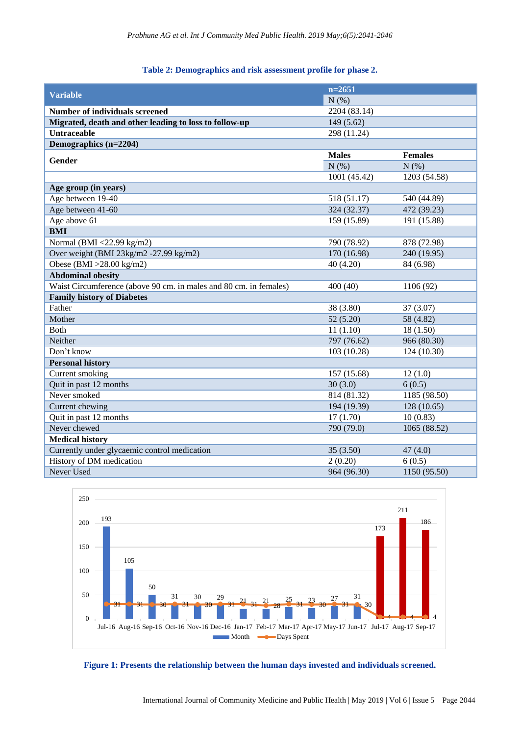**Table 2: Demographics and risk assessment profile for phase 2.**

| Variable | n=2651 | |
|---|---|---|
| | N (%) | |
| **Number of individuals screened** | 2204 (83.14) | |
| **Migrated, death and other leading to loss to follow-up** | 149 (5.62) | |
| **Untraceable** | 298 (11.24) | |
| **Demographics (n=2204)** | | |
| **Gender** | **Males** | **Females** |
| | N (%) | N (%) |
| | 1001 (45.42) | 1203 (54.58) |
| **Age group (in years)** | | |
| Age between 19-40 | 518 (51.17) | 540 (44.89) |
| Age between 41-60 | 324 (32.37) | 472 (39.23) |
| Age above 61 | 159 (15.89) | 191 (15.88) |
| **BMI** | | |
| Normal (BMI <22.99 kg/m2) | 790 (78.92) | 878 (72.98) |
| Over weight (BMI 23kg/m2 -27.99 kg/m2) | 170 (16.98) | 240 (19.95) |
| Obese (BMI >28.00 kg/m2) | 40 (4.20) | 84 (6.98) |
| **Abdominal obesity** | | |
| Waist Circumference (above 90 cm. in males and 80 cm. in females) | 400 (40) | 1106 (92) |
| **Family history of Diabetes** | | |
| Father | 38 (3.80) | 37 (3.07) |
| Mother | 52 (5.20) | 58 (4.82) |
| Both | 11 (1.10) | 18 (1.50) |
| Neither | 797 (76.62) | 966 (80.30) |
| Don't know | 103 (10.28) | 124 (10.30) |
| **Personal history** | | |
| Current smoking | 157 (15.68) | 12 (1.0) |
| Quit in past 12 months | 30 (3.0) | 6 (0.5) |
| Never smoked | 814 (81.32) | 1185 (98.50) |
| Current chewing | 194 (19.39) | 128 (10.65) |
| Quit in past 12 months | 17 (1.70) | 10 (0.83) |
| Never chewed | 790 (79.0) | 1065 (88.52) |
| **Medical history** | | |
| Currently under glycaemic control medication | 35 (3.50) | 47 (4.0) |
| History of DM medication | 2 (0.20) | 6 (0.5) |
| Never Used | 964 (96.30) | 1150 (95.50) |

**Figure 1: Presents the relationship between the human days invested and individuals screened.**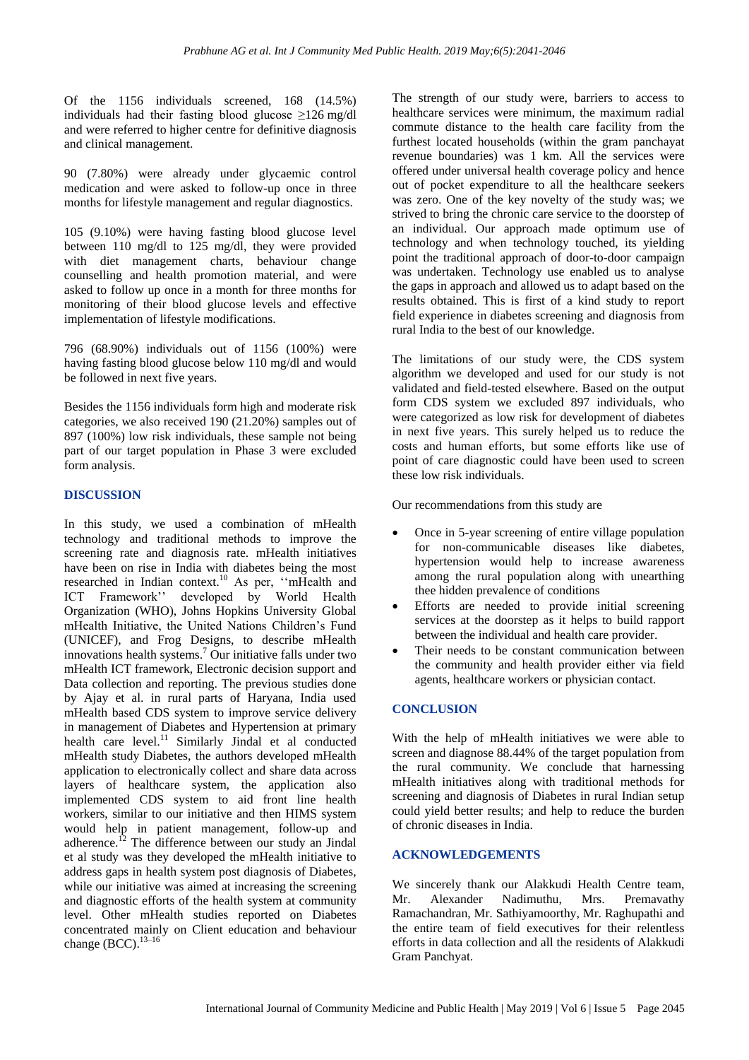Of the 1156 individuals screened, 168 (14.5%) individuals had their fasting blood glucose ≥126 mg/dl and were referred to higher centre for definitive diagnosis and clinical management.

90 (7.80%) were already under glycaemic control medication and were asked to follow-up once in three months for lifestyle management and regular diagnostics.

105 (9.10%) were having fasting blood glucose level between 110 mg/dl to 125 mg/dl, they were provided with diet management charts, behaviour change counselling and health promotion material, and were asked to follow up once in a month for three months for monitoring of their blood glucose levels and effective implementation of lifestyle modifications.

796 (68.90%) individuals out of 1156 (100%) were having fasting blood glucose below 110 mg/dl and would be followed in next five years.

Besides the 1156 individuals form high and moderate risk categories, we also received 190 (21.20%) samples out of 897 (100%) low risk individuals, these sample not being part of our target population in Phase 3 were excluded form analysis.

## DISCUSSION

In this study, we used a combination of mHealth technology and traditional methods to improve the screening rate and diagnosis rate. mHealth initiatives have been on rise in India with diabetes being the most researched in Indian context.[10] As per, ''mHealth and ICT Framework'' developed by World Health Organization (WHO), Johns Hopkins University Global mHealth Initiative, the United Nations Children's Fund (UNICEF), and Frog Designs, to describe mHealth innovations health systems.[7] Our initiative falls under two mHealth ICT framework, Electronic decision support and Data collection and reporting. The previous studies done by Ajay et al. in rural parts of Haryana, India used mHealth based CDS system to improve service delivery in management of Diabetes and Hypertension at primary health care level.[11] Similarly Jindal et al conducted mHealth study Diabetes, the authors developed mHealth application to electronically collect and share data across layers of healthcare system, the application also implemented CDS system to aid front line health workers, similar to our initiative and then HIMS system would help in patient management, follow-up and adherence.[12] The difference between our study an Jindal et al study was they developed the mHealth initiative to address gaps in health system post diagnosis of Diabetes, while our initiative was aimed at increasing the screening and diagnostic efforts of the health system at community level. Other mHealth studies reported on Diabetes concentrated mainly on Client education and behaviour change (BCC).[13–16]

The strength of our study were, barriers to access to healthcare services were minimum, the maximum radial commute distance to the health care facility from the furthest located households (within the gram panchayat revenue boundaries) was 1 km. All the services were offered under universal health coverage policy and hence out of pocket expenditure to all the healthcare seekers was zero. One of the key novelty of the study was; we strived to bring the chronic care service to the doorstep of an individual. Our approach made optimum use of technology and when technology touched, its yielding point the traditional approach of door-to-door campaign was undertaken. Technology use enabled us to analyse the gaps in approach and allowed us to adapt based on the results obtained. This is first of a kind study to report field experience in diabetes screening and diagnosis from rural India to the best of our knowledge.

The limitations of our study were, the CDS system algorithm we developed and used for our study is not validated and field-tested elsewhere. Based on the output form CDS system we excluded 897 individuals, who were categorized as low risk for development of diabetes in next five years. This surely helped us to reduce the costs and human efforts, but some efforts like use of point of care diagnostic could have been used to screen these low risk individuals.

Our recommendations from this study are

- Once in 5-year screening of entire village population for non-communicable diseases like diabetes, hypertension would help to increase awareness among the rural population along with unearthing thee hidden prevalence of conditions
- Efforts are needed to provide initial screening services at the doorstep as it helps to build rapport between the individual and health care provider.
- Their needs to be constant communication between the community and health provider either via field agents, healthcare workers or physician contact.

## CONCLUSION

With the help of mHealth initiatives we were able to screen and diagnose 88.44% of the target population from the rural community. We conclude that harnessing mHealth initiatives along with traditional methods for screening and diagnosis of Diabetes in rural Indian setup could yield better results; and help to reduce the burden of chronic diseases in India.

## ACKNOWLEDGEMENTS

We sincerely thank our Alakkudi Health Centre team, Mr. Alexander Nadimuthu, Mrs. Premavathy Ramachandran, Mr. Sathiyamoorthy, Mr. Raghupathi and the entire team of field executives for their relentless efforts in data collection and all the residents of Alakkudi Gram Panchyat.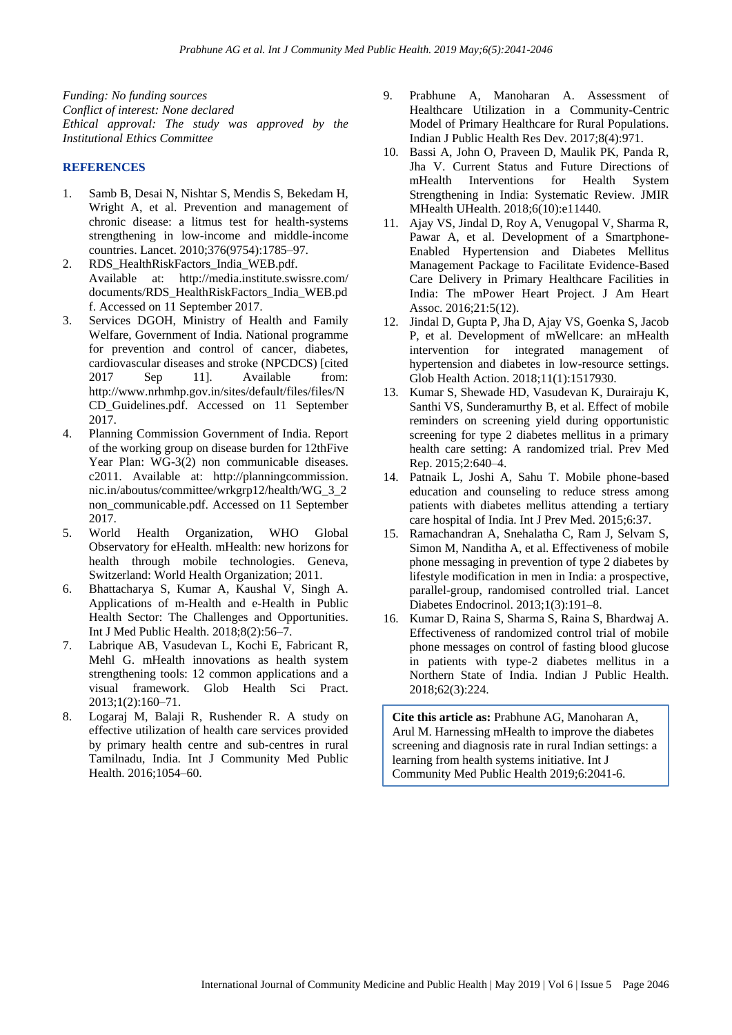*Funding: No funding sources*
*Conflict of interest: None declared*
*Ethical approval: The study was approved by the Institutional Ethics Committee*

## REFERENCES

1. Samb B, Desai N, Nishtar S, Mendis S, Bekedam H, Wright A, et al. Prevention and management of chronic disease: a litmus test for health-systems strengthening in low-income and middle-income countries. Lancet. 2010;376(9754):1785–97.
2. RDS_HealthRiskFactors_India_WEB.pdf. Available at: http://media.institute.swissre.com/documents/RDS_HealthRiskFactors_India_WEB.pdf. Accessed on 11 September 2017.
3. Services DGOH, Ministry of Health and Family Welfare, Government of India. National programme for prevention and control of cancer, diabetes, cardiovascular diseases and stroke (NPCDCS) [cited 2017 Sep 11]. Available from: http://www.nrhmhp.gov.in/sites/default/files/files/NCD_Guidelines.pdf. Accessed on 11 September 2017.
4. Planning Commission Government of India. Report of the working group on disease burden for 12thFive Year Plan: WG-3(2) non communicable diseases. c2011. Available at: http://planningcommission.nic.in/aboutus/committee/wrkgrp12/health/WG_3_2non_communicable.pdf. Accessed on 11 September 2017.
5. World Health Organization, WHO Global Observatory for eHealth. mHealth: new horizons for health through mobile technologies. Geneva, Switzerland: World Health Organization; 2011.
6. Bhattacharya S, Kumar A, Kaushal V, Singh A. Applications of m-Health and e-Health in Public Health Sector: The Challenges and Opportunities. Int J Med Public Health. 2018;8(2):56–7.
7. Labrique AB, Vasudevan L, Kochi E, Fabricant R, Mehl G. mHealth innovations as health system strengthening tools: 12 common applications and a visual framework. Glob Health Sci Pract. 2013;1(2):160–71.
8. Logaraj M, Balaji R, Rushender R. A study on effective utilization of health care services provided by primary health centre and sub-centres in rural Tamilnadu, India. Int J Community Med Public Health. 2016;1054–60.
9. Prabhune A, Manoharan A. Assessment of Healthcare Utilization in a Community-Centric Model of Primary Healthcare for Rural Populations. Indian J Public Health Res Dev. 2017;8(4):971.
10. Bassi A, John O, Praveen D, Maulik PK, Panda R, Jha V. Current Status and Future Directions of mHealth Interventions for Health System Strengthening in India: Systematic Review. JMIR MHealth UHealth. 2018;6(10):e11440.
11. Ajay VS, Jindal D, Roy A, Venugopal V, Sharma R, Pawar A, et al. Development of a Smartphone-Enabled Hypertension and Diabetes Mellitus Management Package to Facilitate Evidence-Based Care Delivery in Primary Healthcare Facilities in India: The mPower Heart Project. J Am Heart Assoc. 2016;21:5(12).
12. Jindal D, Gupta P, Jha D, Ajay VS, Goenka S, Jacob P, et al. Development of mWellcare: an mHealth intervention for integrated management of hypertension and diabetes in low-resource settings. Glob Health Action. 2018;11(1):1517930.
13. Kumar S, Shewade HD, Vasudevan K, Durairaju K, Santhi VS, Sunderamurthy B, et al. Effect of mobile reminders on screening yield during opportunistic screening for type 2 diabetes mellitus in a primary health care setting: A randomized trial. Prev Med Rep. 2015;2:640–4.
14. Patnaik L, Joshi A, Sahu T. Mobile phone-based education and counseling to reduce stress among patients with diabetes mellitus attending a tertiary care hospital of India. Int J Prev Med. 2015;6:37.
15. Ramachandran A, Snehalatha C, Ram J, Selvam S, Simon M, Nanditha A, et al. Effectiveness of mobile phone messaging in prevention of type 2 diabetes by lifestyle modification in men in India: a prospective, parallel-group, randomised controlled trial. Lancet Diabetes Endocrinol. 2013;1(3):191–8.
16. Kumar D, Raina S, Sharma S, Raina S, Bhardwaj A. Effectiveness of randomized control trial of mobile phone messages on control of fasting blood glucose in patients with type-2 diabetes mellitus in a Northern State of India. Indian J Public Health. 2018;62(3):224.

**Cite this article as:** Prabhune AG, Manoharan A, Arul M. Harnessing mHealth to improve the diabetes screening and diagnosis rate in rural Indian settings: a learning from health systems initiative. Int J Community Med Public Health 2019;6:2041-6.